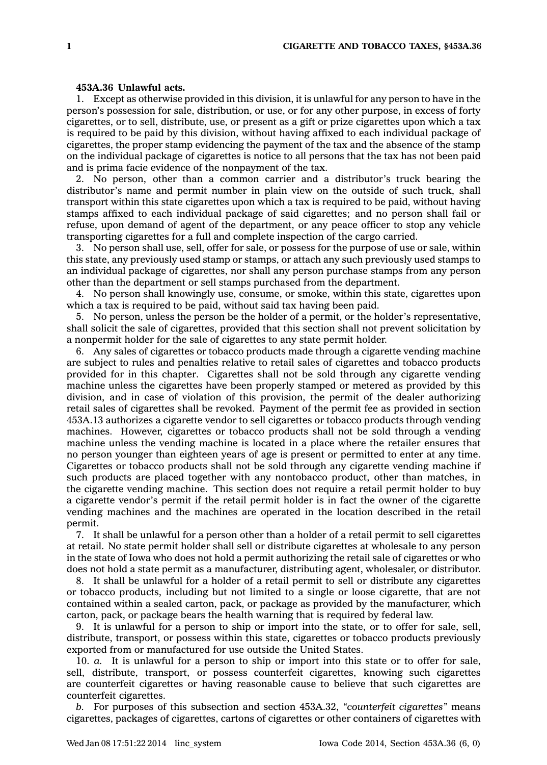**453A.36 Unlawful acts.**

1. Except as otherwise provided in this division, it is unlawful for any person to have in the person's possession for sale, distribution, or use, or for any other purpose, in excess of forty cigarettes, or to sell, distribute, use, or present as a gift or prize cigarettes upon which a tax is required to be paid by this division, without having affixed to each individual package of cigarettes, the proper stamp evidencing the payment of the tax and the absence of the stamp on the individual package of cigarettes is notice to all persons that the tax has not been paid and is prima facie evidence of the nonpayment of the tax.

2. No person, other than a common carrier and a distributor's truck bearing the distributor's name and permit number in plain view on the outside of such truck, shall transport within this state cigarettes upon which a tax is required to be paid, without having stamps affixed to each individual package of said cigarettes; and no person shall fail or refuse, upon demand of agent of the department, or any peace officer to stop any vehicle transporting cigarettes for a full and complete inspection of the cargo carried.

3. No person shall use, sell, offer for sale, or possess for the purpose of use or sale, within this state, any previously used stamp or stamps, or attach any such previously used stamps to an individual package of cigarettes, nor shall any person purchase stamps from any person other than the department or sell stamps purchased from the department.

4. No person shall knowingly use, consume, or smoke, within this state, cigarettes upon which a tax is required to be paid, without said tax having been paid.

5. No person, unless the person be the holder of a permit, or the holder's representative, shall solicit the sale of cigarettes, provided that this section shall not prevent solicitation by a nonpermit holder for the sale of cigarettes to any state permit holder.

6. Any sales of cigarettes or tobacco products made through a cigarette vending machine are subject to rules and penalties relative to retail sales of cigarettes and tobacco products provided for in this chapter. Cigarettes shall not be sold through any cigarette vending machine unless the cigarettes have been properly stamped or metered as provided by this division, and in case of violation of this provision, the permit of the dealer authorizing retail sales of cigarettes shall be revoked. Payment of the permit fee as provided in section 453A.13 authorizes a cigarette vendor to sell cigarettes or tobacco products through vending machines. However, cigarettes or tobacco products shall not be sold through a vending machine unless the vending machine is located in a place where the retailer ensures that no person younger than eighteen years of age is present or permitted to enter at any time. Cigarettes or tobacco products shall not be sold through any cigarette vending machine if such products are placed together with any nontobacco product, other than matches, in the cigarette vending machine. This section does not require a retail permit holder to buy a cigarette vendor's permit if the retail permit holder is in fact the owner of the cigarette vending machines and the machines are operated in the location described in the retail permit.

7. It shall be unlawful for a person other than a holder of a retail permit to sell cigarettes at retail. No state permit holder shall sell or distribute cigarettes at wholesale to any person in the state of Iowa who does not hold a permit authorizing the retail sale of cigarettes or who does not hold a state permit as a manufacturer, distributing agent, wholesaler, or distributor.

8. It shall be unlawful for a holder of a retail permit to sell or distribute any cigarettes or tobacco products, including but not limited to a single or loose cigarette, that are not contained within a sealed carton, pack, or package as provided by the manufacturer, which carton, pack, or package bears the health warning that is required by federal law.

9. It is unlawful for a person to ship or import into the state, or to offer for sale, sell, distribute, transport, or possess within this state, cigarettes or tobacco products previously exported from or manufactured for use outside the United States.

10. *a.* It is unlawful for a person to ship or import into this state or to offer for sale, sell, distribute, transport, or possess counterfeit cigarettes, knowing such cigarettes are counterfeit cigarettes or having reasonable cause to believe that such cigarettes are counterfeit cigarettes.

*b.* For purposes of this subsection and section 453A.32, *"counterfeit cigarettes"* means cigarettes, packages of cigarettes, cartons of cigarettes or other containers of cigarettes with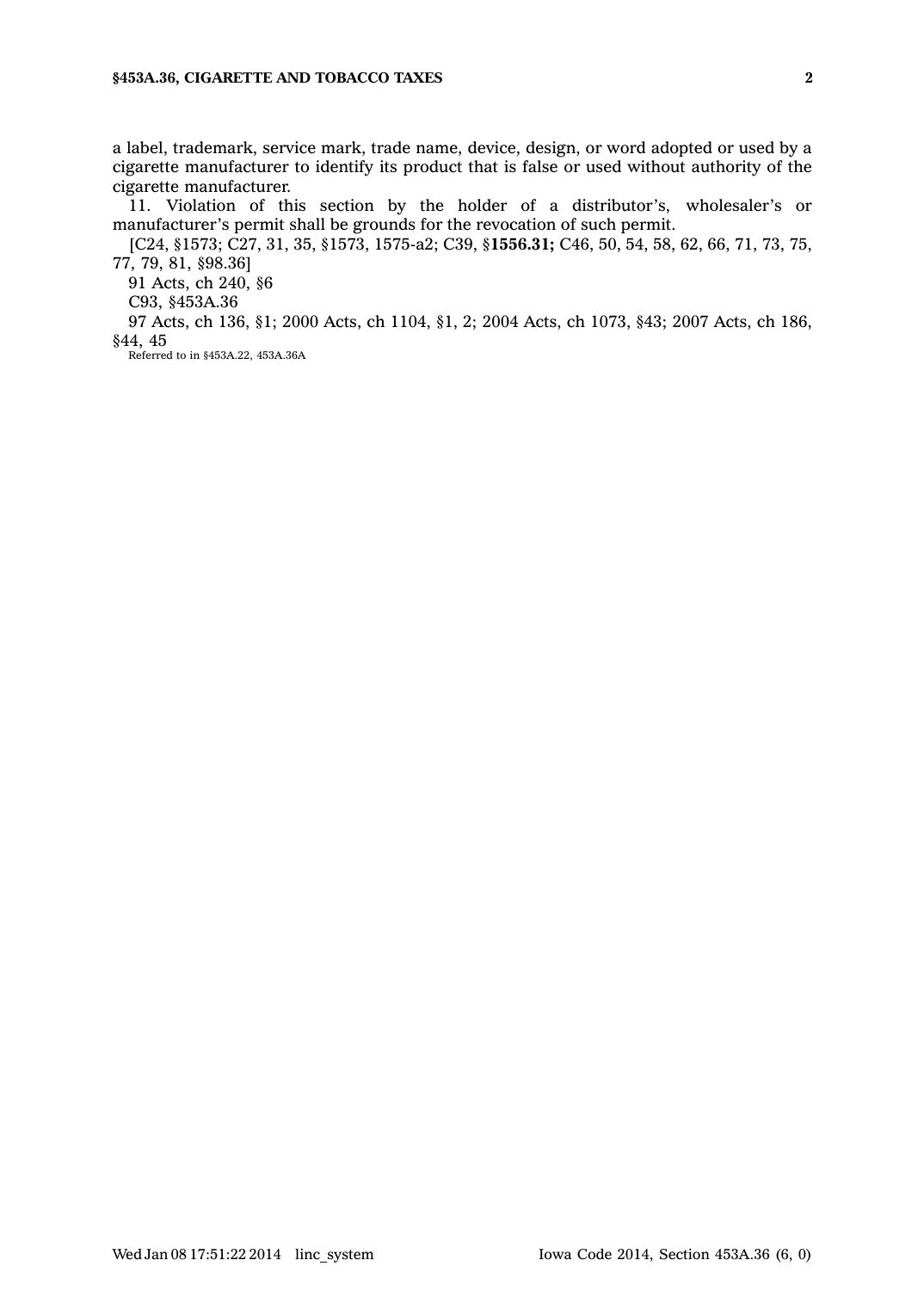a label, trademark, service mark, trade name, device, design, or word adopted or used by a cigarette manufacturer to identify its product that is false or used without authority of the cigarette manufacturer.

11. Violation of this section by the holder of a distributor's, wholesaler's or manufacturer's permit shall be grounds for the revocation of such permit.

[C24, §1573; C27, 31, 35, §1573, 1575-a2; C39, §**1556.31;** C46, 50, 54, 58, 62, 66, 71, 73, 75, 77, 79, 81, §98.36]

91 Acts, ch 240, §6

C93, §453A.36

97 Acts, ch 136, §1; 2000 Acts, ch 1104, §1, 2; 2004 Acts, ch 1073, §43; 2007 Acts, ch 186, §44, 45

Referred to in §453A.22, 453A.36A